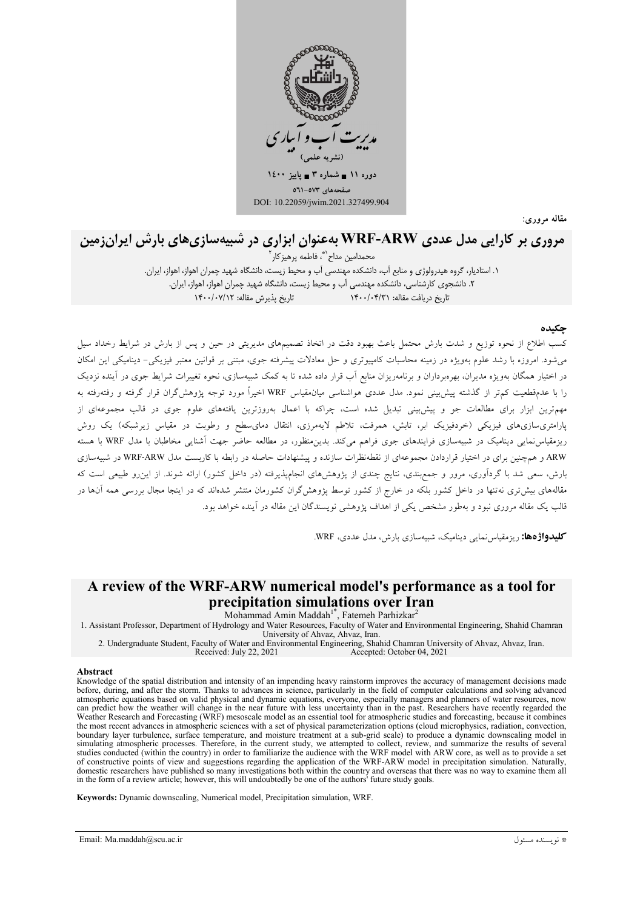مدیریت آب و آبیاری

(نشریه علمی)

دوره ۱۱ ■ شماره ۳ ■ پاییز ۱۴۰۰

صفحه‌های ۵۷۳-۵۶۱

DOI: 10.22059/jwim.2021.327499.904

مقاله مروری:

# مروری بر کارایی مدل عددی WRF-ARW به‌عنوان ابزاری در شبیه‌سازی‌های بارش ایران‌زمین

محمدامین مداح[۱*]، فاطمه پرهیزکار[۲]

۱. استادیار، گروه هیدرولوژی و منابع آب، دانشکده مهندسی آب و محیط زیست، دانشگاه شهید چمران اهواز، اهواز، ایران.

۲. دانشجوی کارشناسی، دانشکده مهندسی آب و محیط زیست، دانشگاه شهید چمران اهواز، اهواز، ایران.

تاریخ دریافت مقاله: ۱۴۰۰/۰۴/۳۱ تاریخ پذیرش مقاله: ۱۴۰۰/۰۷/۱۲

## چکیده

کسب اطلاع از نحوه توزیع و شدت بارش محتمل باعث بهبود دقت در اتخاذ تصمیم‌های مدیریتی در حین و پس از بارش در شرایط رخداد سیل می‌شود. امروزه با رشد علوم به‌ویژه در زمینه محاسبات کامپیوتری و حل معادلات پیشرفته جوی، مبتنی بر قوانین معتبر فیزیکی- دینامیکی این امکان در اختیار همگان به‌ویژه مدیران، بهره‌برداران و برنامه‌ریزان منابع آب قرار داده شده تا به کمک شبیه‌سازی، نحوه تغییرات شرایط جوی در آینده نزدیک را با عدم‌قطعیت کم‌تر از گذشته پیش‌بینی نمود. مدل عددی هواشناسی میان‌مقیاس WRF اخیراً مورد توجه پژوهش‌گران قرار گرفته و رفته‌رفته به مهم‌ترین ابزار برای مطالعات جو و پیش‌بینی تبدیل شده است، چراکه با اعمال به‌روزترین یافته‌های علوم جوی در قالب مجموعه‌ای از پارامتری‌سازی‌های فیزیکی (خردفیزیک ابر، تابش، همرفت، تلاطم لایه‌مرزی، انتقال دمای‌سطح و رطوبت در مقیاس زیرشبکه) یک روش ریزمقیاس‌نمایی دینامیک در شبیه‌سازی فرایندهای جوی فراهم می‌کند. بدین‌منظور، در مطالعه حاضر جهت آشنایی مخاطبان با مدل WRF با هسته ARW و هم‌چنین برای در اختیار قراردادن مجموعه‌ای از نقطه‌نظرات سازنده و پیشنهادات حاصله در رابطه با کاربست مدل WRF-ARW در شبیه‌سازی بارش، سعی شد با گردآوری، مرور و جمع‌بندی، نتایج چندی از پژوهش‌های انجام‌پذیرفته (در داخل کشور) ارائه شوند. از این‌رو طبیعی است که مقاله‌های بیش‌تری نه‌تنها در داخل کشور بلکه در خارج از کشور توسط پژوهش‌گران کشورمان منتشر شده‌اند که در اینجا مجال بررسی همه آن‌ها در قالب یک مقاله مروری نبود و به‌طور مشخص یکی از اهداف پژوهشی نویسندگان این مقاله در آینده خواهد بود.

**کلیدواژه‌ها:** ریزمقیاس‌نمایی دینامیک، شبیه‌سازی بارش، مدل عددی، WRF.

# A review of the WRF-ARW numerical model's performance as a tool for precipitation simulations over Iran

Mohammad Amin Maddah[1*], Fatemeh Parhizkar[2]

1. Assistant Professor, Department of Hydrology and Water Resources, Faculty of Water and Environmental Engineering, Shahid Chamran University of Ahvaz, Ahvaz, Iran.

2. Undergraduate Student, Faculty of Water and Environmental Engineering, Shahid Chamran University of Ahvaz, Ahvaz, Iran.

Received: July 22, 2021 Accepted: October 04, 2021

## Abstract

Knowledge of the spatial distribution and intensity of an impending heavy rainstorm improves the accuracy of management decisions made before, during, and after the storm. Thanks to advances in science, particularly in the field of computer calculations and solving advanced atmospheric equations based on valid physical and dynamic equations, everyone, especially managers and planners of water resources, now can predict how the weather will change in the near future with less uncertainty than in the past. Researchers have recently regarded the Weather Research and Forecasting (WRF) mesoscale model as an essential tool for atmospheric studies and forecasting, because it combines the most recent advances in atmospheric sciences with a set of physical parameterization options (cloud microphysics, radiation, convection, boundary layer turbulence, surface temperature, and moisture treatment at a sub-grid scale) to produce a dynamic downscaling model in simulating atmospheric processes. Therefore, in the current study, we attempted to collect, review, and summarize the results of several studies conducted (within the country) in order to familiarize the audience with the WRF model with ARW core, as well as to provide a set of constructive points of view and suggestions regarding the application of the WRF-ARW model in precipitation simulation. Naturally, domestic researchers have published so many investigations both within the country and overseas that there was no way to examine them all in the form of a review article; however, this will undoubtedly be one of the authors' future study goals.

**Keywords:** Dynamic downscaling, Numerical model, Precipitation simulation, WRF.

Email: Ma.maddah@scu.ac.ir

* نویسنده مسئول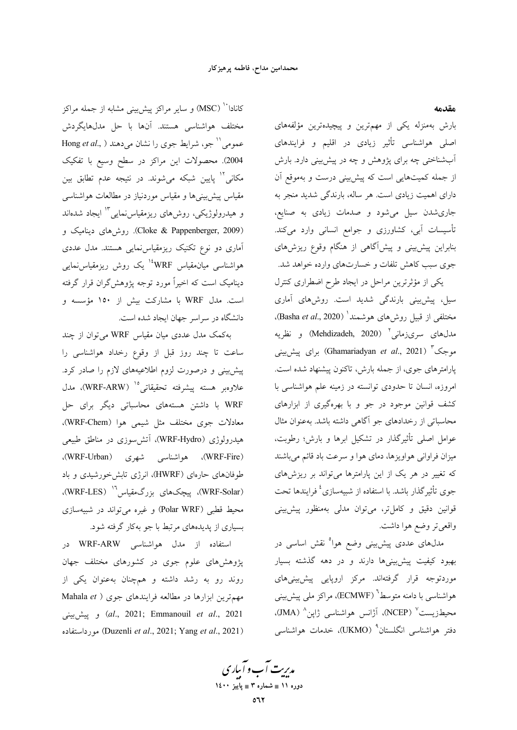## مقدمه

بارش به‌منزله یکی از مهم‌ترین و پیچیده‌ترین مؤلفه‌های اصلی هواشناسی تأثیر زیادی در اقلیم و فرایندهای آب‌شناختی چه برای پژوهش و چه در پیش‌بینی دارد. بارش از جمله کمیت‌هایی است که پیش‌بینی درست و به‌موقع آن دارای اهمیت زیادی است. هر ساله، بارندگی شدید منجر به جاری‌شدن سیل می‌شود و صدمات زیادی به صنایع، تأسیسات آبی، کشاورزی و جوامع انسانی وارد می‌کند. بنابراین پیش‌بینی و پیش‌آگاهی از هنگام وقوع ریزش‌های جوی سبب کاهش تلفات و خسارت‌های وارده خواهد شد.

یکی از مؤثرترین مراحل در ایجاد طرح اضطراری کنترل سیل، پیش‌بینی بارندگی شدید است. روش‌های آماری مختلفی از قبیل روش‌های هوشمند[1] (Basha *et al*., 2020)، مدل‌های سری‌زمانی[2] (Mehdizadeh, 2020) و نظریه موجک[3] (Ghamariadyan *et al*., 2021) برای پیش‌بینی پارامترهای جوی، از جمله بارش، تاکنون پیشنهاد شده است. امروزه، انسان تا حدودی توانسته در زمینه علم هواشناسی با کشف قوانین موجود در جو و با بهره‌گیری از ابزارهای محاسباتی از رخدادهای جو آگاهی داشته باشد. به‌عنوان مثال عوامل اصلی تأثیرگذار در تشکیل ابرها و بارش؛ رطوبت، میزان فراوانی هواویزها، دمای هوا و سرعت باد قائم می‌باشند که تغییر در هر یک از این پارامترها می‌تواند بر ریزش‌های جوی تأثیرگذار باشد. با استفاده از شبیه‌سازی[4] فرایندها تحت قوانین دقیق و کامل‌تر، می‌توان مدلی به‌منظور پیش‌بینی واقعی‌تر وضع هوا داشت.

مدل‌های عددی پیش‌بینی وضع هوا[5] نقش اساسی در بهبود کیفیت پیش‌بینی‌ها دارند و در دهه گذشته بسیار موردتوجه قرار گرفته‌اند. مرکز اروپایی پیش‌بینی‌های هواشناسی با دامنه متوسط[6] (ECMWF)، مراکز ملی پیش‌بینی محیط‌زیست[7] (NCEP)، آژانس هواشناسی ژاپن[8] (JMA)، دفتر هواشناسی انگلستان[9] (UKMO)، خدمات هواشناسی کانادا[10] (MSC) و سایر مراکز پیش‌بینی مشابه از جمله مراکز مختلف هواشناسی هستند. آن‌ها با حل مدل‌هایگردش عمومی[11] جو، شرایط جوی را نشان می‌دهند (Hong *et al*., 2004). محصولات این مراکز در سطح وسیع با تفکیک مکانی[12] پایین شبکه می‌شوند. در نتیجه عدم تطابق بین مقیاس پیش‌بینی‌ها و مقیاس موردنیاز در مطالعات هواشناسی و هیدرولوژیکی، روش‌های ریزمقیاس‌نمایی[13] ایجاد شده‌اند (Cloke & Pappenberger, 2009). روش‌های دینامیک و آماری دو نوع تکنیک ریزمقیاس‌نمایی هستند. مدل عددی هواشناسی میان‌مقیاس WRF[14] یک روش ریزمقیاس‌نمایی دینامیک است که اخیراً مورد توجه پژوهش‌گران قرار گرفته است. مدل WRF با مشارکت بیش از ۱۵۰ مؤسسه و دانشگاه در سراسر جهان ایجاد شده است.

به‌کمک مدل عددی میان مقیاس WRF می‌توان از چند ساعت تا چند روز قبل از وقوع رخداد هواشناسی را پیش‌بینی و درصورت لزوم اطلاعیه‌های لازم را صادر کرد. علاوه‌بر هسته پیشرفته تحقیقاتی[15] (WRF-ARW)، مدل WRF با داشتن هسته‌های محاسباتی دیگر برای حل معادلات جوی مختلف مثل شیمی هوا (WRF-Chem)، هیدرولوژی (WRF-Hydro)، آتش‌سوزی در مناطق طبیعی (WRF-Fire)، هواشناسی شهری (WRF-Urban)، طوفان‌های حاره‌ای (HWRF)، انرژی تابش‌خورشیدی و باد (WRF-Solar)، پیچک‌های بزرگ‌مقیاس[16] (WRF-LES)، محیط قطبی (Polar WRF) و غیره می‌تواند در شبیه‌سازی بسیاری از پدیده‌های مرتبط با جو به‌کار گرفته شود.

استفاده از مدل هواشناسی WRF-ARW در پژوهش‌های علوم جوی در کشورهای مختلف جهان روند رو به رشد داشته و همچنان به‌عنوان یکی از مهم‌ترین ابزارها در مطالعه فرایندهای جوی (Mahala *et al*., 2021; Emmanouil *et al*., 2021) و پیش‌بینی (Duzenli *et al*., 2021; Yang *et al*., 2021) مورداستفاده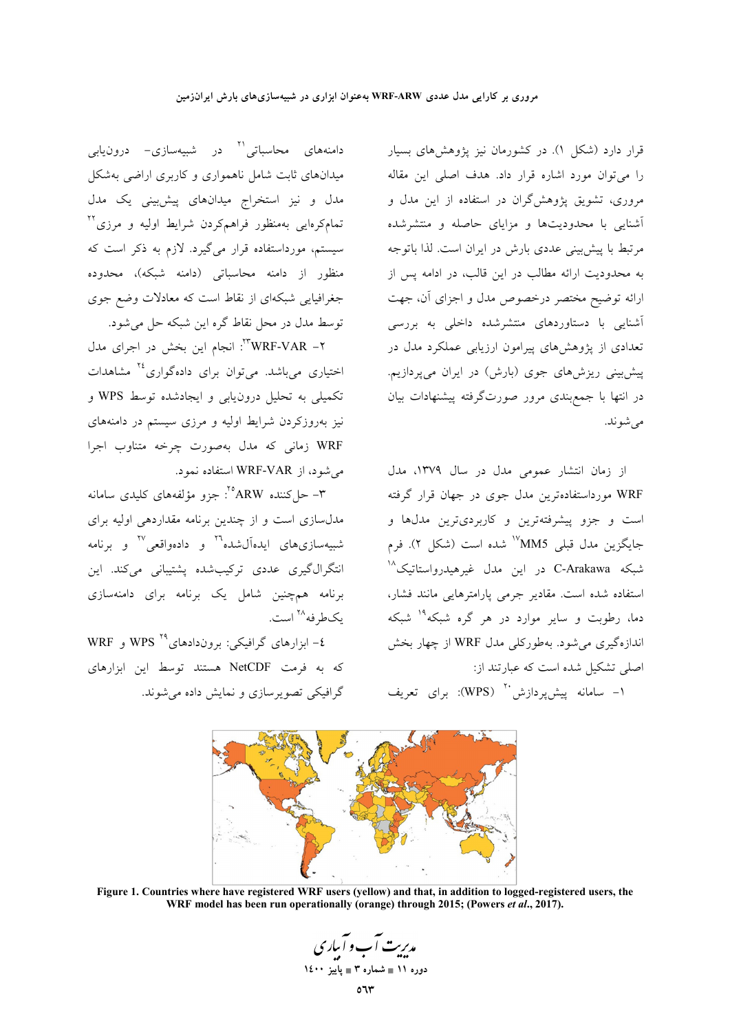قرار دارد (شکل ۱). در کشورمان نیز پژوهش‌های بسیار را می‌توان مورد اشاره قرار داد. هدف اصلی این مقاله مروری، تشویق پژوهشگران در استفاده از این مدل و آشنایی با محدودیت‌ها و مزایای حاصله و منتشرشده مرتبط با پیش‌بینی عددی بارش در ایران است. لذا باتوجه به محدودیت ارائه مطالب در این قالب، در ادامه پس از ارائه توضیح مختصر درخصوص مدل و اجزای آن، جهت آشنایی با دستاوردهای منتشرشده داخلی به بررسی تعدادی از پژوهش‌های پیرامون ارزیابی عملکرد مدل در پیش‌بینی ریزش‌های جوی (بارش) در ایران می‌پردازیم. در انتها با جمع‌بندی مرور صورت‌گرفته پیشنهادات بیان می‌شوند.

از زمان انتشار عمومی مدل در سال ۱۳۷۹، مدل WRF مورداستفاده‌ترین مدل جوی در جهان قرار گرفته است و جزو پیشرفته‌ترین و کاربردی‌ترین مدل‌ها و جایگزین مدل قبلی MM5[17] شده است (شکل ۲). فرم شبکه C-Arakawa در این مدل غیرهیدرواستاتیک[18] استفاده شده است. مقادیر جرمی پارامترهایی مانند فشار، دما، رطوبت و سایر موارد در هر گره شبکه[19] شبکه اندازه‌گیری می‌شود. به‌طورکلی مدل WRF از چهار بخش اصلی تشکیل شده است که عبارتند از:

۱- سامانه پیش‌پردازش[20] (WPS): برای تعریف دامنه‌های محاسباتی[21] در شبیه‌سازی- درون‌یابی میدان‌های ثابت شامل ناهمواری و کاربری اراضی به‌شکل مدل و نیز استخراج میدان‌های پیش‌بینی یک مدل تمام‌کره‌ایی به‌منظور فراهم‌کردن شرایط اولیه و مرزی[22] سیستم، مورداستفاده قرار می‌گیرد. لازم به ذکر است که منظور از دامنه محاسباتی (دامنه شبکه)، محدوده جغرافیایی شبکه‌ای از نقاط است که معادلات وضع جوی توسط مدل در محل نقاط گره این شبکه حل می‌شود.

۲- WRF-VAR[23]: انجام این بخش در اجرای مدل اختیاری می‌باشد. می‌توان برای داده‌گواری[24] مشاهدات تکمیلی به تحلیل درون‌یابی و ایجادشده توسط WPS و نیز به‌روزکردن شرایط اولیه و مرزی سیستم در دامنه‌های WRF زمانی که مدل به‌صورت چرخه متناوب اجرا می‌شود، از WRF-VAR استفاده نمود.

۳- حل‌کننده ARW[25]: جزو مؤلفه‌های کلیدی سامانه مدل‌سازی است و از چندین برنامه مقداردهی اولیه برای شبیه‌سازی‌های ایده‌آل‌شده[26] و داده‌واقعی[27] و برنامه انتگرال‌گیری عددی ترکیب‌شده پشتیبانی می‌کند. این برنامه همچنین شامل یک برنامه برای دامنه‌سازی یک‌طرفه[28] است.

۴- ابزارهای گرافیکی: برون‌دادهای[29] WPS و WRF که به فرمت NetCDF هستند توسط این ابزارهای گرافیکی تصویرسازی و نمایش داده می‌شوند.

**Figure 1. Countries where have registered WRF users (yellow) and that, in addition to logged-registered users, the WRF model has been run operationally (orange) through 2015; (Powers *et al*., 2017).**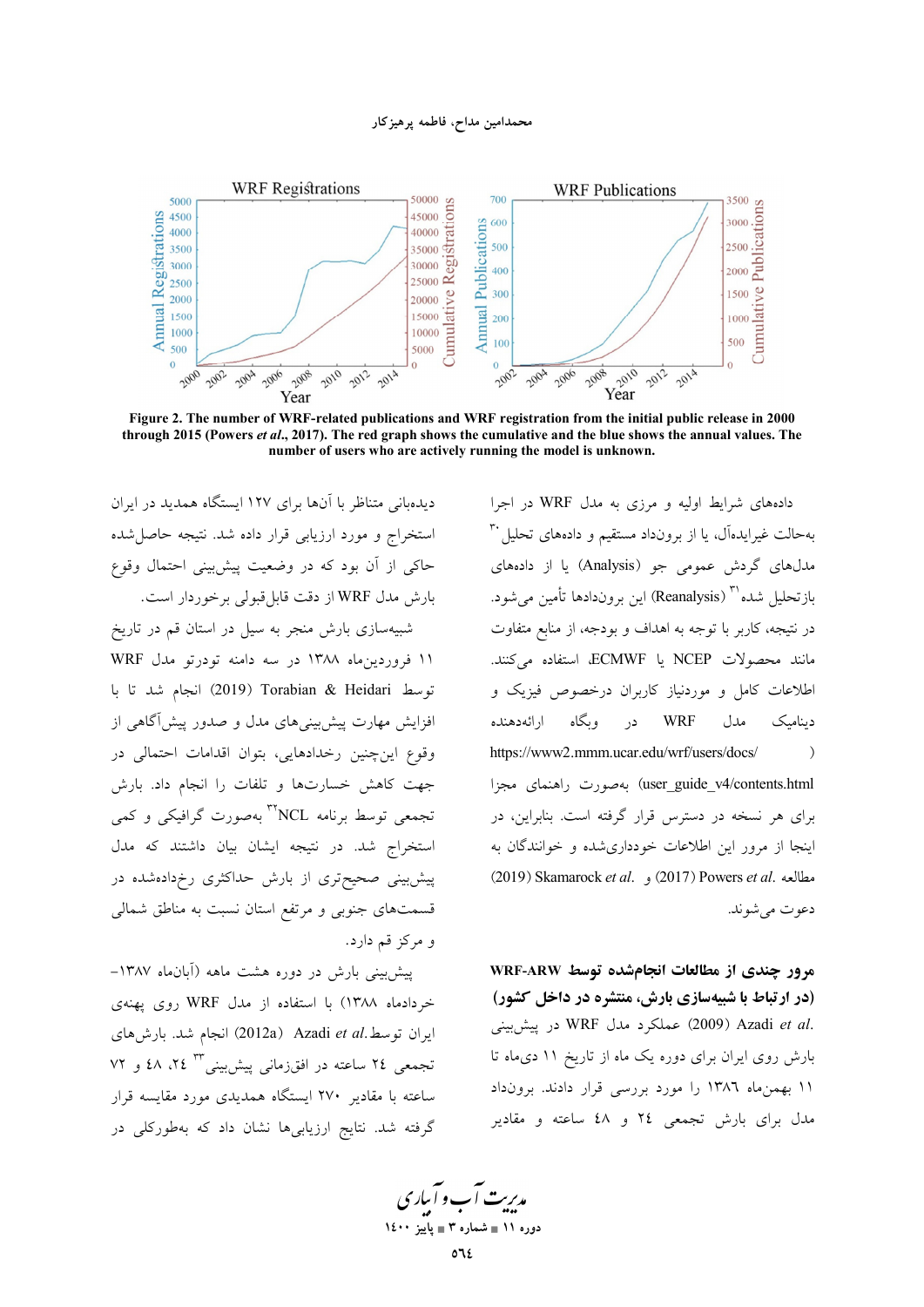Figure 2. The number of WRF-related publications and WRF registration from the initial public release in 2000 through 2015 (Powers *et al*., 2017). The red graph shows the cumulative and the blue shows the annual values. The number of users who are actively running the model is unknown.

داده‌های شرایط اولیه و مرزی به مدل WRF در اجرا به‌حالت غیرایده‌آل، یا از برونداد مستقیم و داده‌های تحلیل [30] مدل‌های گردش عمومی جو (Analysis) یا از داده‌های بازتحلیل شده [31] (Reanalysis) این بروندادها تأمین می‌شود. در نتیجه، کاربر با توجه به اهداف و بودجه، از منابع متفاوت مانند محصولات NCEP یا ECMWF، استفاده می‌کنند. اطلاعات کامل و موردنیاز کاربران درخصوص فیزیک و دینامیک مدل WRF در وبگاه ارائه‌دهنده (https://www2.mmm.ucar.edu/wrf/users/docs/user_guide_v4/contents.html) به‌صورت راهنمای مجزا برای هر نسخه در دسترس قرار گرفته است. بنابراین، در اینجا از مرور این اطلاعات خودداری‌شده و خوانندگان به مطالعه Powers *et al.* (2017) و Skamarock *et al.* (2019) دعوت می‌شوند.

## مرور چندی از مطالعات انجام‌شده توسط WRF-ARW (در ارتباط با شبیه‌سازی بارش، منتشره در داخل کشور)

Azadi *et al.* (2009) عملکرد مدل WRF در پیش‌بینی بارش روی ایران برای دوره یک ماه از تاریخ ۱۱ دی‌ماه تا ۱۱ بهمن‌ماه ۱۳۸٦ را مورد بررسی قرار دادند. برونداد مدل برای بارش تجمعی ۲٤ و ٤٨ ساعته و مقادیر دیده‌بانی متناظر با آن‌ها برای ۱۲۷ ایستگاه همدید در ایران استخراج و مورد ارزیابی قرار داده شد. نتیجه حاصل‌شده حاکی از آن بود که در وضعیت پیش‌بینی احتمال وقوع بارش مدل WRF از دقت قابل‌قبولی برخوردار است.

شبیه‌سازی بارش منجر به سیل در استان قم از تاریخ ۱۱ فروردین‌ماه ۱۳۸۸ در سه دامنه تودرتو مدل WRF توسط Torabian & Heidari (2019) انجام شد تا با افزایش مهارت پیش‌بینی‌های مدل و صدور پیش‌آگاهی از وقوع این‌چنین رخدادهایی، بتوان اقدامات احتمالی در جهت کاهش خسارت‌ها و تلفات را انجام داد. بارش تجمعی توسط برنامه NCL[32] به‌صورت گرافیکی و کمی استخراج شد. در نتیجه ایشان بیان داشتند که مدل پیش‌بینی صحیح‌تری از بارش حداکثری رخ‌داده‌شده در قسمت‌های جنوبی و مرتفع استان نسبت به مناطق شمالی و مرکز قم دارد.

پیش‌بینی بارش در دوره هشت ماهه (آبان‌ماه ۱۳۸۷– خردادماه ۱۳۸۸) با استفاده از مدل WRF روی پهنهٔ ایران توسط Azadi *et al.* (2012a) انجام شد. بارش‌های تجمعی ۲٤ ساعته در افق‌زمانی پیش‌بینی [33] ۲٤، ٤٨ و ۷۲ ساعته با مقادیر ۲۷۰ ایستگاه همدیدی مورد مقایسه قرار گرفته شد. نتایج ارزیابی‌ها نشان داد که به‌طورکلی در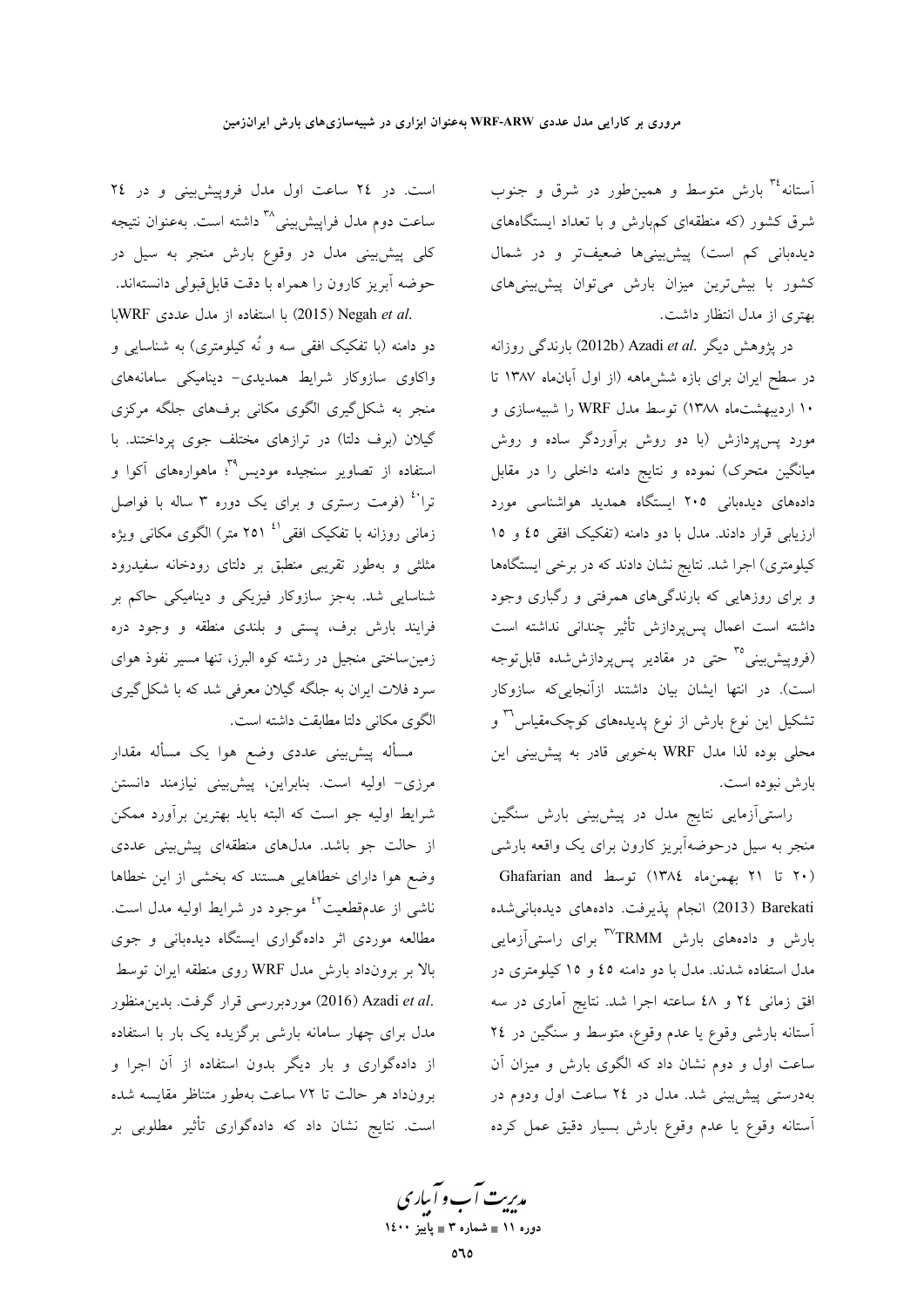آستانه[34] بارش متوسط و همین‌طور در شرق و جنوب شرق کشور (که منطقه‌ای کم‌بارش و با تعداد ایستگاه‌های دیده‌بانی کم است) پیش‌بینی‌ها ضعیف‌تر و در شمال کشور با بیش‌ترین میزان بارش می‌توان پیش‌بینی‌های بهتری از مدل انتظار داشت.

در پژوهش دیگر .Azadi *et al* (2012b) بارندگی روزانه در سطح ایران برای بازه شش‌ماهه (از اول آبان‌ماه ۱۳۸۷ تا ۱۰ اردیبهشت‌ماه ۱۳۸۸) توسط مدل WRF را شبیه‌سازی و مورد پس‌پردازش (با دو روش برآوردگر ساده و روش میانگین متحرک) نموده و نتایج دامنه داخلی را در مقابل داده‌های دیده‌بانی ۲۰۵ ایستگاه همدید هواشناسی مورد ارزیابی قرار دادند. مدل با دو دامنه (تفکیک افقی ٤٥ و ١٥ کیلومتری) اجرا شد. نتایج نشان دادند که در برخی ایستگاه‌ها و برای روزهایی که بارندگی‌های همرفتی و رگباری وجود داشته است اعمال پس‌پردازش تأثیر چندانی نداشته است (فروپیش‌بینی[35] حتی در مقادیر پس‌پردازش‌شده قابل‌توجه است). در انتها ایشان بیان داشتند ازآنجایی‌که سازوکار تشکیل این نوع بارش از نوع پدیده‌های کوچک‌مقیاس[36] و محلی بوده لذا مدل WRF به‌خوبی قادر به پیش‌بینی این بارش نبوده است.

راستی‌آزمایی نتایج مدل در پیش‌بینی بارش سنگین منجر به سیل درحوضه‌آبریز کارون برای یک واقعه بارشی (۲۰ تا ۲۱ بهمن‌ماه ۱۳۸٤) توسط Ghafarian and Barekati (2013) انجام پذیرفت. داده‌های دیده‌بانی‌شده بارش و داده‌های بارش TRMM[37] برای راستی‌آزمایی مدل استفاده شدند. مدل با دو دامنه ٤٥ و ١٥ کیلومتری در افق زمانی ٢٤ و ٤٨ ساعته اجرا شد. نتایج آماری در سه آستانه بارشی وقوع یا عدم وقوع، متوسط و سنگین در ٢٤ ساعت اول و دوم نشان داد که الگوی بارش و میزان آن به‌درستی پیش‌بینی شد. مدل در ٢٤ ساعت اول ودوم در آستانه وقوع یا عدم وقوع بارش بسیار دقیق عمل کرده است. در ٢٤ ساعت اول مدل فروپیش‌بینی و در ٢٤ ساعت دوم مدل فراپیش‌بینی[38] داشته است. به‌عنوان نتیجه کلی پیش‌بینی مدل در وقوع بارش منجر به سیل در حوضه آبریز کارون را همراه با دقت قابل‌قبولی دانسته‌اند.

.Negah *et al* (2015) با استفاده از مدل عددی WRFبا دو دامنه (با تفکیک افقی سه و نُه کیلومتری) به شناسایی و واکاوی سازوکار شرایط همدیدی- دینامیکی سامانه‌های منجر به شکل‌گیری الگوی مکانی برف‌های جلگه مرکزی گیلان (برف دلتا) در ترازهای مختلف جوی پرداختند. با استفاده از تصاویر سنجیده مودیس[39]؛ ماهواره‌های آکوا و ترا[40] (فرمت رستری و برای یک دوره ۳ ساله با فواصل زمانی روزانه با تفکیک افقی[41] ۲۵۱ متر) الگوی مکانی ویژه مثلثی و به‌طور تقریبی منطبق بر دلتای رودخانه سفیدرود شناسایی شد. به‌جز سازوکار فیزیکی و دینامیکی حاکم بر فرایند بارش برف، پستی و بلندی منطقه و وجود دره زمین‌ساختی منجیل در رشته کوه البرز، تنها مسیر نفوذ هوای سرد فلات ایران به جلگه گیلان معرفی شد که با شکل‌گیری الگوی مکانی دلتا مطابقت داشته است.

مسأله پیش‌بینی عددی وضع هوا یک مسأله مقدار مرزی- اولیه است. بنابراین، پیش‌بینی نیازمند دانستن شرایط اولیه جو است که البته باید بهترین برآورد ممکن از حالت جو باشد. مدل‌های منطقه‌ای پیش‌بینی عددی وضع هوا دارای خطاهایی هستند که بخشی از این خطاها ناشی از عدم‌قطعیت[42] موجود در شرایط اولیه مدل است. مطالعه موردی اثر داده‌گواری ایستگاه دیده‌بانی و جوی بالا بر برون‌داد بارش مدل WRF روی منطقه ایران توسط .Azadi *et al* (2016) موردبررسی قرار گرفت. بدین‌منظور مدل برای چهار سامانه بارشی برگزیده یک بار با استفاده از داده‌گواری و بار دیگر بدون استفاده از آن اجرا و برون‌داد هر حالت تا ٧٢ ساعت به‌طور متناظر مقایسه شده است. نتایج نشان داد که داده‌گواری تأثیر مطلوبی بر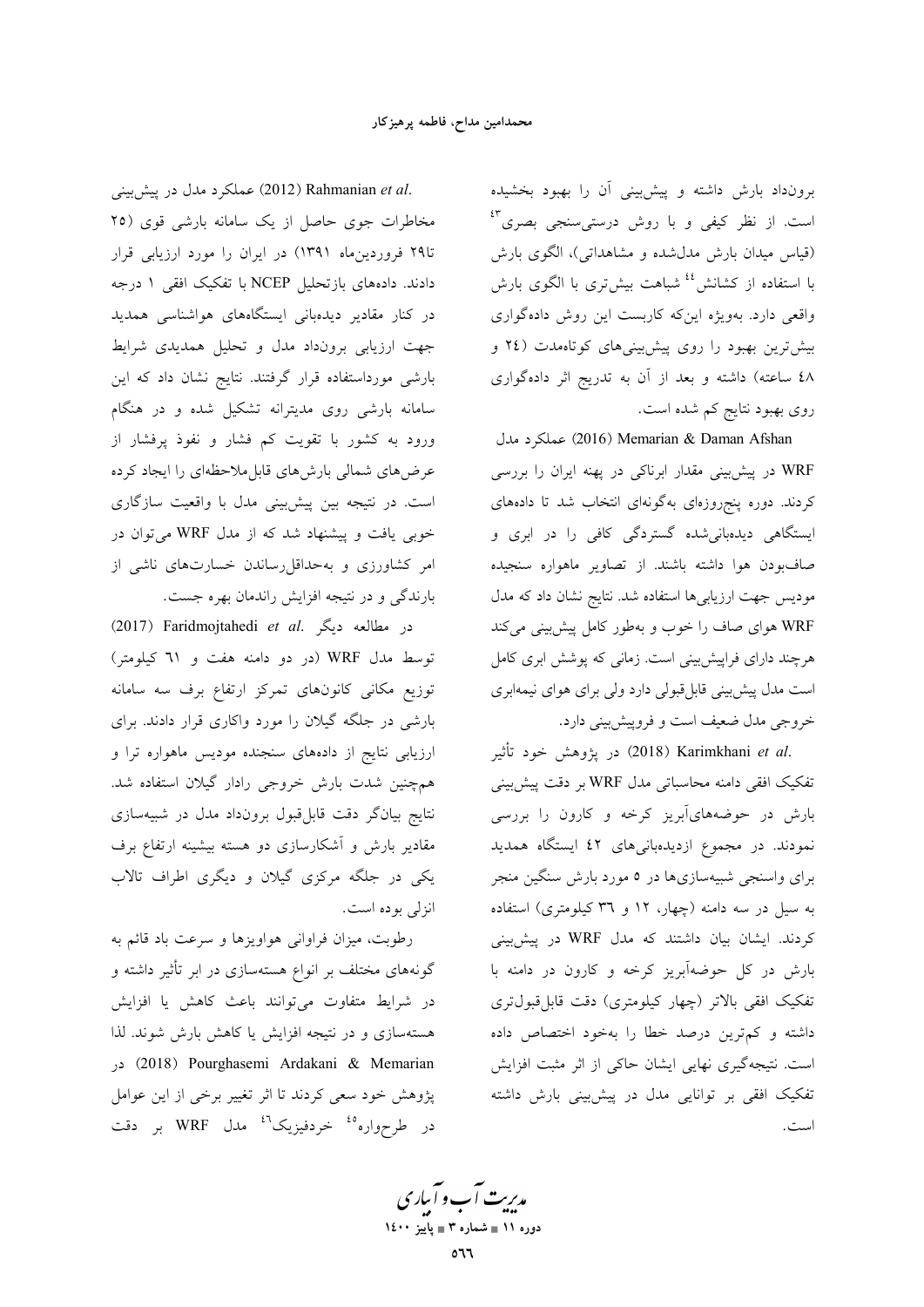برونداد بارش داشته و پیش‌بینی آن را بهبود بخشیده است. از نظر کیفی و با روش درستی‌سنجی بصری[43] (قیاس میدان بارش مدل‌شده و مشاهداتی)، الگوی بارش با استفاده از کشانش[44] شباهت بیش‌تری با الگوی بارش واقعی دارد. به‌ویژه این‌که کاربست این روش داده‌گواری بیش‌ترین بهبود را روی پیش‌بینی‌های کوتاه‌مدت (۲٤ و ٤۸ ساعته) داشته و بعد از آن به تدریج اثر داده‌گواری روی بهبود نتایج کم شده است.

Memarian & Daman Afshan (2016) عملکرد مدل WRF در پیش‌بینی مقدار ابرناکی در پهنه ایران را بررسی کردند. دوره پنج‌روزه‌ای به‌گونه‌ای انتخاب شد تا داده‌های ایستگاهی دیده‌بانی‌شده گستردگی کافی را در ابری و صاف‌بودن هوا داشته باشند. از تصاویر ماهواره سنجیده مودیس جهت ارزیابی‌ها استفاده شد. نتایج نشان داد که مدل WRF هوای صاف را خوب و به‌طور کامل پیش‌بینی می‌کند هرچند دارای فراپیش‌بینی است. زمانی که پوشش ابری کامل است مدل پیش‌بینی قابل‌قبولی دارد ولی برای هوای نیمه‌ابری خروجی مدل ضعیف است و فروپیش‌بینی دارد.

Karimkhani *et al.* (2018) در پژوهش خود تأثیر تفکیک افقی دامنه محاسباتی مدل WRF بر دقت پیش‌بینی بارش در حوضه‌های‌آبریز کرخه و کارون را بررسی نمودند. در مجموع ازدیده‌بانی‌های ٤۲ ایستگاه همدید برای واسنجی شبیه‌سازی‌ها در ۵ مورد بارش سنگین منجر به سیل در سه دامنه (چهار، ۱۲ و ۳٦ کیلومتری) استفاده کردند. ایشان بیان داشتند که مدل WRF در پیش‌بینی بارش در کل حوضه‌آبریز کرخه و کارون در دامنه با تفکیک افقی بالاتر (چهار کیلومتری) دقت قابل‌قبول‌تری داشته و کم‌ترین درصد خطا را به‌خود اختصاص داده است. نتیجه‌گیری نهایی ایشان حاکی از اثر مثبت افزایش تفکیک افقی بر توانایی مدل در پیش‌بینی بارش داشته است.

Rahmanian *et al.* (2012) عملکرد مدل در پیش‌بینی مخاطرات جوی حاصل از یک سامانه بارشی قوی (۲۵ تا۲۹ فروردین‌ماه ۱۳۹۱) در ایران را مورد ارزیابی قرار دادند. داده‌های بازتحلیل NCEP با تفکیک افقی ۱ درجه در کنار مقادیر دیده‌بانی ایستگاه‌های هواشناسی همدید جهت ارزیابی برونداد مدل و تحلیل همدیدی شرایط بارشی مورداستفاده قرار گرفتند. نتایج نشان داد که این سامانه بارشی روی مدیترانه تشکیل شده و در هنگام ورود به کشور با تقویت کم فشار و نفوذ پرفشار از عرض‌های شمالی بارش‌های قابل‌ملاحظه‌ای را ایجاد کرده است. در نتیجه بین پیش‌بینی مدل با واقعیت سازگاری خوبی یافت و پیشنهاد شد که از مدل WRF می‌توان در امر کشاورزی و به‌حداقل‌رساندن خسارت‌های ناشی از بارندگی و در نتیجه افزایش راندمان بهره جست.

در مطالعه دیگر Faridmojtahedi *et al.* (2017) توسط مدل WRF (در دو دامنه هفت و ٦۱ کیلومتر) توزیع مکانی کانون‌های تمرکز ارتفاع برف سه سامانه بارشی در جلگه گیلان را مورد واکاری قرار دادند. برای ارزیابی نتایج از داده‌های سنجنده مودیس ماهواره ترا و هم‌چنین شدت بارش خروجی رادار گیلان استفاده شد. نتایج بیان‌گر دقت قابل‌قبول برونداد مدل در شبیه‌سازی مقادیر بارش و آشکارسازی دو هسته بیشینه ارتفاع برف یکی در جلگه مرکزی گیلان و دیگری اطراف تالاب انزلی بوده است.

رطوبت، میزان فراوانی هواویزها و سرعت باد قائم به گونه‌های مختلف بر انواع هسته‌سازی در ابر تأثیر داشته و در شرایط متفاوت می‌توانند باعث کاهش یا افزایش هسته‌سازی و در نتیجه افزایش یا کاهش بارش شوند. لذا Pourghasemi Ardakani & Memarian (2018) در پژوهش خود سعی کردند تا اثر تغییر برخی از این عوامل در طرح‌واره[45] خردفیزیک[46] مدل WRF بر دقت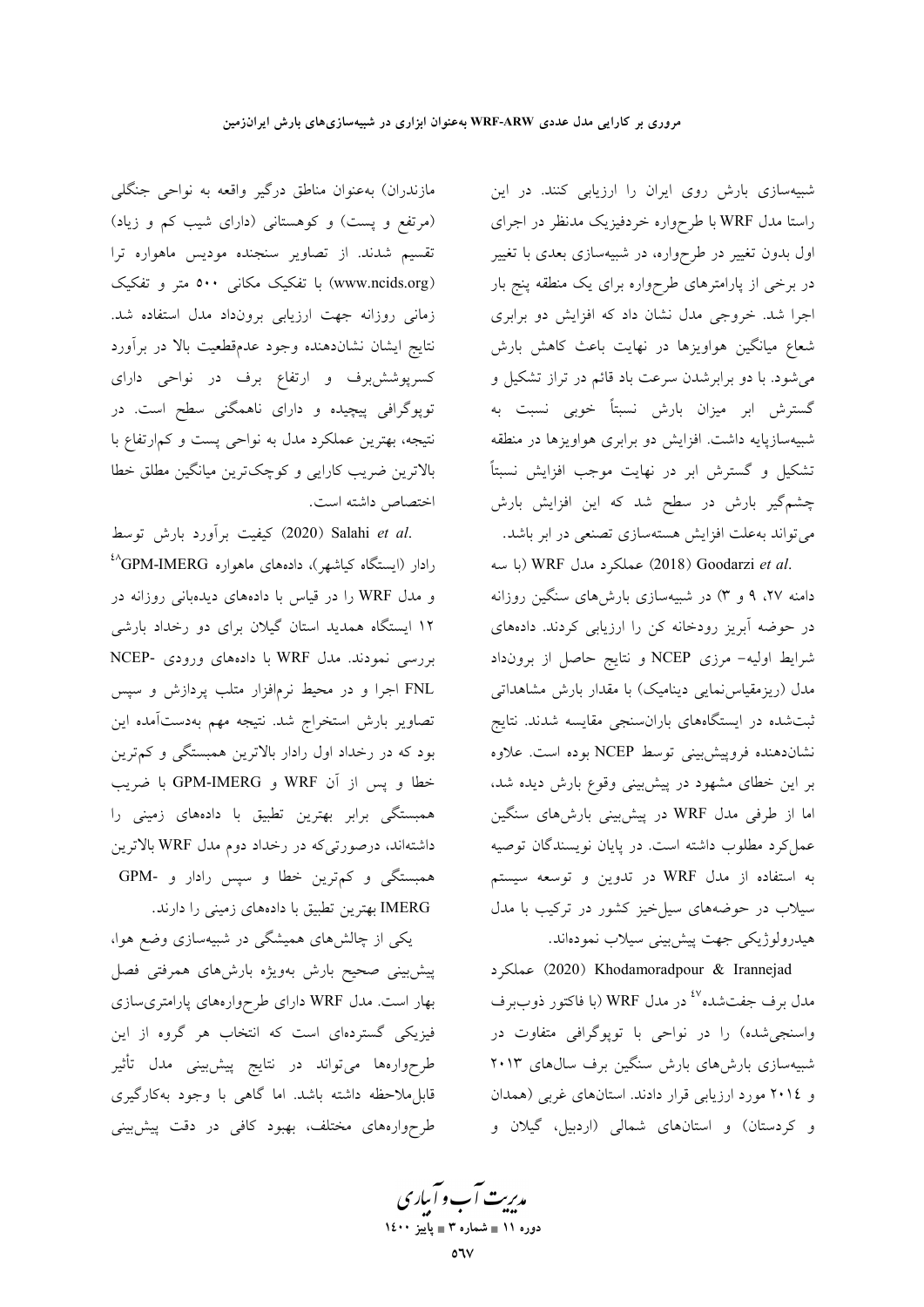شبیه‌سازی بارش روی ایران را ارزیابی کنند. در این راستا مدل WRF با طرحواره خردفیزیک مدنظر در اجرای اول بدون تغییر در طرحواره، در شبیه‌سازی بعدی با تغییر در برخی از پارامترهای طرحواره برای یک منطقه پنج بار اجرا شد. خروجی مدل نشان داد که افزایش دو برابری شعاع میانگین هواویزها در نهایت باعث کاهش بارش می‌شود. با دو برابرشدن سرعت باد قائم در تراز تشکیل و گسترش ابر میزان بارش نسبتاً خوبی نسبت به شبیه‌سازپایه داشت. افزایش دو برابری هواویزها در منطقه تشکیل و گسترش ابر در نهایت موجب افزایش نسبتاً چشم‌گیر بارش در سطح شد که این افزایش بارش می‌تواند به‌علت افزایش هسته‌سازی تصنعی در ابر باشد.

Goodarzi *et al.* (2018) عملکرد مدل WRF (با سه دامنه ۲۷، ۹ و ۳) در شبیه‌سازی بارش‌های سنگین روزانه در حوضه آبریز رودخانه کن را ارزیابی کردند. داده‌های شرایط اولیه- مرزی NCEP و نتایج حاصل از برونداد مدل (ریزمقیاس‌نمایی دینامیک) با مقدار بارش مشاهداتی ثبت‌شده در ایستگاه‌های باران‌سنجی مقایسه شدند. نتایج نشان‌دهنده فروپیش‌بینی توسط NCEP بوده است. علاوه بر این خطای مشهود در پیش‌بینی وقوع بارش دیده شد، اما از طرفی مدل WRF در پیش‌بینی بارش‌های سنگین عملکرد مطلوب داشته است. در پایان نویسندگان توصیه به استفاده از مدل WRF در تدوین و توسعه سیستم سیلاب در حوضه‌های سیل‌خیز کشور در ترکیب با مدل هیدرولوژیکی جهت پیش‌بینی سیلاب نموده‌اند.

Khodamoradpour & Irannejad (2020) عملکرد مدل برف جفت‌شده[47] در مدل WRF (با فاکتور ذوب‌برف واسنجی‌شده) را در نواحی با توپوگرافی متفاوت در شبیه‌سازی بارش‌های بارش سنگین برف سال‌های ۲۰۱۳ و ۲۰۱٤ مورد ارزیابی قرار دادند. استان‌های غربی (همدان و کردستان) و استان‌های شمالی (اردبیل، گیلان و مازندران) به‌عنوان مناطق درگیر واقعه به نواحی جنگلی (مرتفع و پست) و کوهستانی (دارای شیب کم و زیاد) تقسیم شدند. از تصاویر سنجنده مودیس ماهواره ترا (www.ncids.org) با تفکیک مکانی ۵۰۰ متر و تفکیک زمانی روزانه جهت ارزیابی برونداد مدل استفاده شد. نتایج ایشان نشان‌دهنده وجود عدم‌قطعیت بالا در برآورد کسرپوشش‌برف و ارتفاع برف در نواحی دارای توپوگرافی پیچیده و دارای ناهمگنی سطح است. در نتیجه، بهترین عملکرد مدل به نواحی پست و کم‌ارتفاع با بالاترین ضریب کارایی و کوچک‌ترین میانگین مطلق خطا اختصاص داشته است.

Salahi *et al.* (2020) کیفیت برآورد بارش توسط رادار (ایستگاه کیاشهر)، داده‌های ماهواره GPM-IMERG[48] و مدل WRF را در قیاس با داده‌های دیده‌بانی روزانه در ۱۲ ایستگاه همدید استان گیلان برای دو رخداد بارشی بررسی نمودند. مدل WRF با داده‌های ورودی NCEP-FNL اجرا و در محیط نرم‌افزار متلب پردازش و سپس تصاویر بارش استخراج شد. نتیجه مهم به‌دست‌آمده این بود که در رخداد اول رادار بالاترین همبستگی و کم‌ترین خطا و پس از آن WRF و GPM-IMERG با ضریب همبستگی برابر بهترین تطبیق با داده‌های زمینی را داشته‌اند، درصورتی‌که در رخداد دوم مدل WRF بالاترین همبستگی و کم‌ترین خطا و سپس رادار و GPM-IMERG بهترین تطبیق با داده‌های زمینی را دارند.

یکی از چالش‌های همیشگی در شبیه‌سازی وضع هوا، پیش‌بینی صحیح بارش به‌ویژه بارش‌های همرفتی فصل بهار است. مدل WRF دارای طرحواره‌های پارامتری‌سازی فیزیکی گسترده‌ای است که انتخاب هر گروه از این طرحواره‌ها می‌تواند در نتایج پیش‌بینی مدل تأثیر قابل‌ملاحظه داشته باشد. اما گاهی با وجود به‌کارگیری طرحواره‌های مختلف، بهبود کافی در دقت پیش‌بینی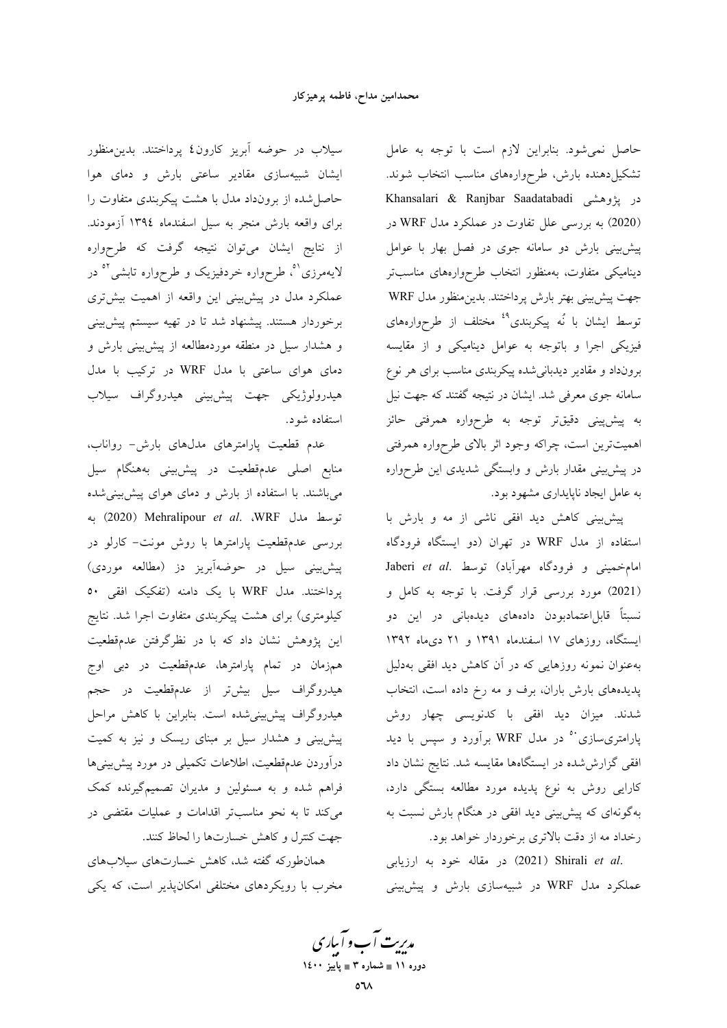حاصل نمی‌شود. بنابراین لازم است با توجه به عامل تشکیل‌دهنده بارش، طرحواره‌های مناسب انتخاب شوند. در پژوهشی Khansalari & Ranjbar Saadatabadi (2020) به بررسی علل تفاوت در عملکرد مدل WRF در پیش‌بینی بارش دو سامانه جوی در فصل بهار با عوامل دینامیکی متفاوت، به‌منظور انتخاب طرحواره‌های مناسب‌تر جهت پیش‌بینی بهتر بارش پرداختند. بدین‌منظور مدل WRF توسط ایشان با نُه پیکربندی[49] مختلف از طرحواره‌های فیزیکی اجرا و باتوجه به عوامل دینامیکی و از مقایسه برونداد و مقادیر دیدبانی‌شده پیکربندی مناسب برای هر نوع سامانه جوی معرفی شد. ایشان در نتیجه گفتند که جهت نیل به پیش‌بینی دقیق‌تر توجه به طرحواره به طرحواره همرفتی حائز اهمیت‌ترین است، چراکه وجود اثر بالای طرحواره همرفتی در پیش‌بینی مقدار بارش و وابستگی شدیدی این طرحواره به عامل ایجاد ناپایداری مشهود بود.

پیش‌بینی کاهش دید افقی ناشی از مه و بارش با استفاده از مدل WRF در تهران (دو ایستگاه فرودگاه امام‌خمینی و فرودگاه مهرآباد) توسط Jaberi *et al.* (2021) مورد بررسی قرار گرفت. با توجه به کامل و نسبتاً قابل‌اعتمادبودن داده‌های دیده‌بانی در این دو ایستگاه، روزهای ۱۷ اسفندماه ۱۳۹۱ و ۲۱ دی‌ماه ۱۳۹۲ به‌عنوان نمونه روزهایی که در آن کاهش دید افقی به‌دلیل پدیده‌های بارش باران، برف و مه رخ داده است، انتخاب شدند. میزان دید افقی با کدنویسی چهار روش پارامتری‌سازی[50] در مدل WRF برآورد و سپس با دید افقی گزارش‌شده در ایستگاه‌ها مقایسه شد. نتایج نشان داد کارایی روش به نوع پدیده مورد مطالعه بستگی دارد، به‌گونه‌ای که پیش‌بینی دید افقی در هنگام بارش نسبت به رخداد مه از دقت بالاتری برخوردار خواهد بود.

Shirali *et al.* (2021) در مقاله خود به ارزیابی عملکرد مدل WRF در شبیه‌سازی بارش و پیش‌بینی سیلاب در حوضه آبریز کارون۴ پرداختند. بدین‌منظور ایشان شبیه‌سازی مقادیر ساعتی بارش و دمای هوا حاصل‌شده از برونداد مدل با هشت پیکربندی متفاوت را برای واقعه بارش منجر به سیل اسفندماه ۱۳۹۴ آزمودند. از نتایج ایشان می‌توان نتیجه گرفت که طرحواره لایه‌مرزی[51]، طرحواره خردفیزیک و طرحواره تابشی[52] در عملکرد مدل در پیش‌بینی این واقعه از اهمیت بیش‌تری برخوردار هستند. پیشنهاد شد تا در تهیه سیستم پیش‌بینی و هشدار سیل در منطقه موردمطالعه از پیش‌بینی بارش و دمای هوای ساعتی با مدل WRF در ترکیب با مدل هیدرولوژیکی جهت پیش‌بینی هیدروگراف سیلاب استفاده شود.

عدم قطعیت پارامترهای مدل‌های بارش- رواناب، منابع اصلی عدم‌قطعیت در پیش‌بینی به‌هنگام سیل می‌باشند. با استفاده از بارش و دمای هوای پیش‌بینی‌شده توسط مدل WRF، Mehralipour *et al.* (2020) به بررسی عدم‌قطعیت پارامترها با روش مونت- کارلو در پیش‌بینی سیل در حوضه‌آبریز دز (مطالعه موردی) پرداختند. مدل WRF با یک دامنه (تفکیک افقی ۵۰ کیلومتری) برای هشت پیکربندی متفاوت اجرا شد. نتایج این پژوهش نشان داد که با در نظرگرفتن عدم‌قطعیت هم‌زمان در تمام پارامترها، عدم‌قطعیت در دبی اوج هیدروگراف سیل بیش‌تر از عدم‌قطعیت در حجم هیدروگراف پیش‌بینی‌شده است. بنابراین با کاهش مراحل پیش‌بینی و هشدار سیل بر مبنای ریسک و نیز به کمیت درآوردن عدم‌قطعیت، اطلاعات تکمیلی در مورد پیش‌بینی‌ها فراهم شده و به مسئولین و مدیران تصمیم‌گیرنده کمک می‌کند تا به نحو مناسب‌تر اقدامات و عملیات مقتضی در جهت کنترل و کاهش خسارت‌ها را لحاظ کنند.

همان‌طورکه گفته شد، کاهش خسارت‌های سیلاب‌های مخرب با رویکردهای مختلفی امکان‌پذیر است، که یکی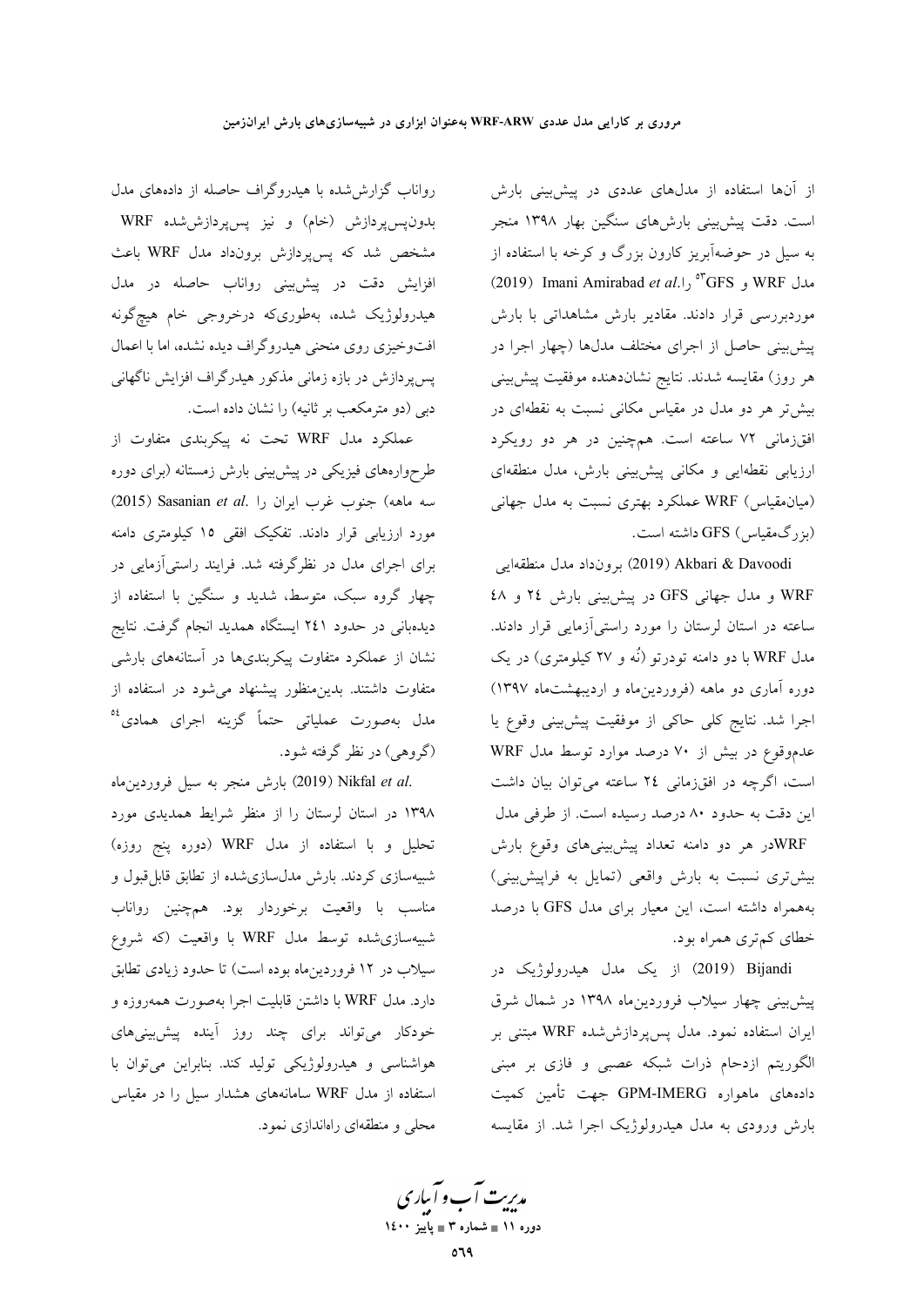از آن‌ها استفاده از مدل‌های عددی در پیش‌بینی بارش است. دقت پیش‌بینی بارش‌های سنگین بهار ۱۳۹۸ منجر به سیل در حوضه‌آبریز کارون بزرگ و کرخه با استفاده از مدل WRF و GFS[53] را Imani Amirabad *et al.* (2019) موردبررسی قرار دادند. مقادیر بارش مشاهداتی با بارش پیش‌بینی حاصل از اجرای مختلف مدل‌ها (چهار اجرا در هر روز) مقایسه شدند. نتایج نشان‌دهنده موفقیت پیش‌بینی بیش‌تر هر دو مدل در مقیاس مکانی نسبت به نقطه‌ای در افق‌زمانی ۷۲ ساعته است. هم‌چنین در هر دو رویکرد ارزیابی نقطه‌ای و مکانی پیش‌بینی بارش، مدل منطقه‌ای (میان‌مقیاس) WRF عملکرد بهتری نسبت به مدل جهانی (بزرگ‌مقیاس) GFS داشته است.

Akbari & Davoodi (2019) برونداد مدل منطقه‌ای WRF و مدل جهانی GFS در پیش‌بینی بارش ۲۴ و ۴۸ ساعته در استان لرستان را مورد راستی‌آزمایی قرار دادند. مدل WRF با دو دامنه تودرتو (نُه و ۲۷ کیلومتری) در یک دوره آماری دو ماهه (فروردین‌ماه و اردیبهشت‌ماه ۱۳۹۷) اجرا شد. نتایج کلی حاکی از موفقیت پیش‌بینی وقوع یا عدم‌وقوع در بیش از ۷۰ درصد موارد توسط مدل WRF است، اگرچه در افق‌زمانی ۲۴ ساعته می‌توان بیان داشت این دقت به حدود ۸۰ درصد رسیده است. از طرفی مدل WRFدر هر دو دامنه تعداد پیش‌بینی‌های وقوع بارش بیش‌تری نسبت به بارش واقعی (تمایل به فراپیش‌بینی) به‌همراه داشته است، این معیار برای مدل GFS با درصد خطای کم‌تری همراه بود.

Bijandi (2019) از یک مدل هیدرولوژیک در پیش‌بینی چهار سیلاب فروردین‌ماه ۱۳۹۸ در شمال شرق ایران استفاده نمود. مدل پس‌پردازش‌شده WRF مبتنی بر الگوریتم ازدحام ذرات شبکه عصبی و فازی بر مبنی داده‌های ماهواره GPM-IMERG جهت تأمین کمیت بارش ورودی به مدل هیدرولوژیک اجرا شد. از مقایسه رواناب گزارش‌شده با هیدروگراف حاصله از داده‌های مدل بدون‌پس‌پردازش (خام) و نیز پس‌پردازش‌شده WRF مشخص شد که پس‌پردازش برونداد مدل WRF باعث افزایش دقت در پیش‌بینی رواناب حاصله در مدل هیدرولوژیک شده، به‌طوری‌که درخروجی خام هیچ‌گونه افت‌وخیزی روی منحنی هیدروگراف دیده نشده، اما با اعمال پس‌پردازش در بازه زمانی مذکور هیدروگراف افزایش ناگهانی دبی (دو مترمکعب بر ثانیه) را نشان داده است.

عملکرد مدل WRF تحت نه پیکربندی متفاوت از طرح‌واره‌های فیزیکی در پیش‌بینی بارش زمستانه (برای دوره سه ماهه) جنوب غرب ایران را Sasanian *et al.* (2015) مورد ارزیابی قرار دادند. تفکیک افقی ۱۵ کیلومتری دامنه برای اجرای مدل در نظرگرفته شد. فرایند راستی‌آزمایی در چهار گروه سبک، متوسط، شدید و سنگین با استفاده از دیده‌بانی در حدود ۲۴۱ ایستگاه همدید انجام گرفت. نتایج نشان از عملکرد متفاوت پیکربندی‌ها در آستانه‌های بارشی متفاوت داشتند. بدین‌منظور پیشنهاد می‌شود در استفاده از مدل به‌صورت عملیاتی حتماً گزینه اجرای همادی[54] (گروهی) در نظر گرفته شود.

Nikfal *et al.* (2019) بارش منجر به سیل فروردین‌ماه ۱۳۹۸ در استان لرستان را از منظر شرایط همدیدی مورد تحلیل و با استفاده از مدل WRF (دوره پنج روزه) شبیه‌سازی کردند. بارش مدل‌سازی‌شده از تطابق قابل‌قبول و مناسب با واقعیت برخوردار بود. هم‌چنین رواناب شبیه‌سازی‌شده توسط مدل WRF با واقعیت (که شروع سیلاب در ۱۲ فروردین‌ماه بوده است) تا حدود زیادی تطابق دارد. مدل WRF با داشتن قابلیت اجرا به‌صورت همه‌روزه و خودکار می‌تواند برای چند روز آینده پیش‌بینی‌های هواشناسی و هیدرولوژیکی تولید کند. بنابراین می‌توان با استفاده از مدل WRF سامانه‌های هشدار سیل را در مقیاس محلی و منطقه‌ای راه‌اندازی نمود.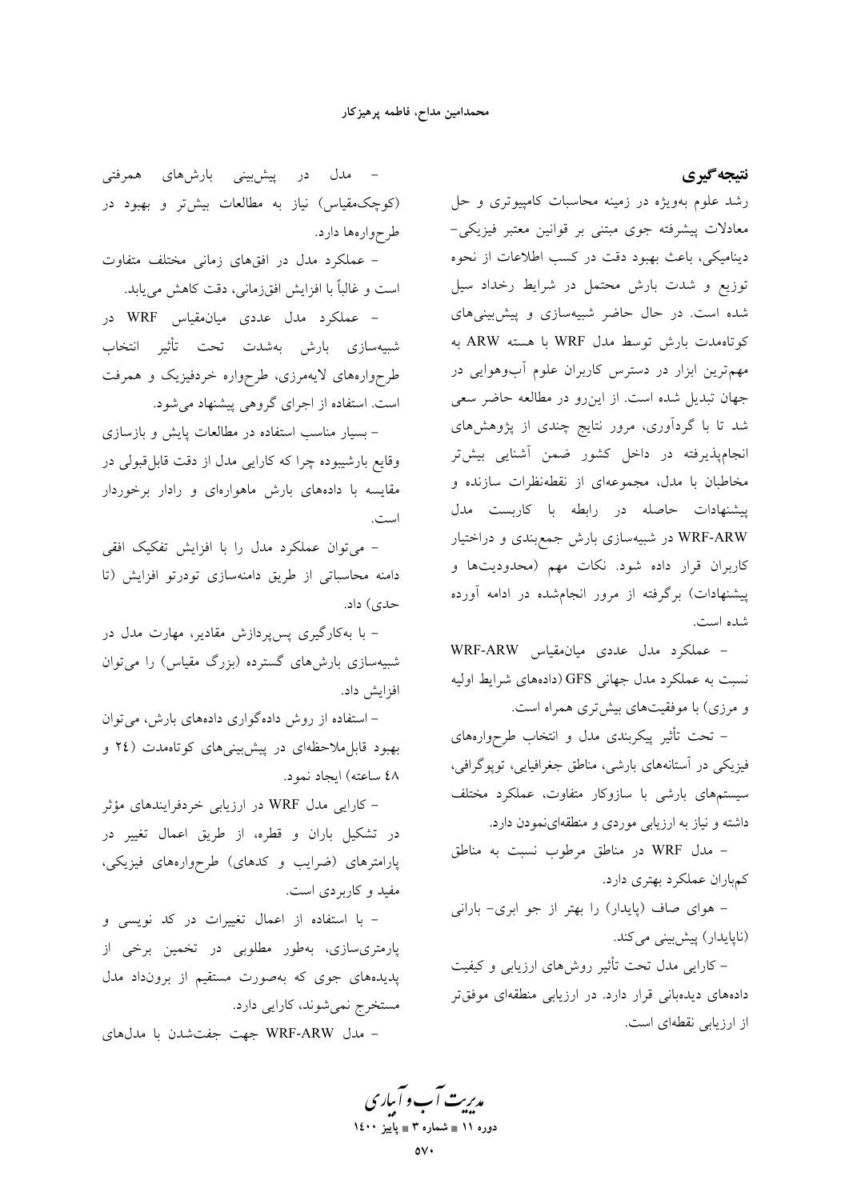## نتیجه‌گیری

رشد علوم به‌ویژه در زمینه محاسبات کامپیوتری و حل معادلات پیشرفته جوی مبتنی بر قوانین معتبر فیزیکی-دینامیکی، باعث بهبود دقت در کسب اطلاعات از نحوه توزیع و شدت بارش محتمل در شرایط رخداد سیل شده است. در حال حاضر شبیه‌سازی و پیش‌بینی‌های کوتاه‌مدت بارش توسط مدل WRF با هسته ARW به مهم‌ترین ابزار در دسترس کاربران علوم آب‌وهوایی در جهان تبدیل شده است. از این‌رو در مطالعه حاضر سعی شد تا با گردآوری، مرور نتایج چندی از پژوهش‌های انجام‌پذیرفته در داخل کشور ضمن آشنایی بیش‌تر مخاطبان با مدل، مجموعه‌ای از نقطه‌نظرات سازنده و پیشنهادات حاصله در رابطه با کاربست مدل WRF-ARW در شبیه‌سازی بارش جمع‌بندی و دراختیار کاربران قرار داده شود. نکات مهم (محدودیت‌ها و پیشنهادات) برگرفته از مرور انجام‌شده در ادامه آورده شده است.

- عملکرد مدل عددی میان‌مقیاس WRF-ARW نسبت به عملکرد مدل جهانی GFS (داده‌های شرایط اولیه و مرزی) با موفقیت‌های بیش‌تری همراه است.
- تحت تأثیر پیکربندی مدل و انتخاب طرحواره‌های فیزیکی در آستانه‌های بارشی، مناطق جغرافیایی، توپوگرافی، سیستم‌های بارشی با سازوکار متفاوت، عملکرد مختلف داشته و نیاز به ارزیابی موردی و منطقه‌ای‌نمودن دارد.
- مدل WRF در مناطق مرطوب نسبت به مناطق کم‌باران عملکرد بهتری دارد.
- هوای صاف (پایدار) را بهتر از جو ابری- بارانی (ناپایدار) پیش‌بینی می‌کند.
- کارایی مدل تحت تأثیر روش‌های ارزیابی و کیفیت داده‌های دیده‌بانی قرار دارد. در ارزیابی منطقه‌ای موفق‌تر از ارزیابی نقطه‌ای است.
- مدل در پیش‌بینی بارش‌های همرفتی (کوچک‌مقیاس) نیاز به مطالعات بیش‌تر و بهبود در طرحواره‌ها دارد.
- عملکرد مدل در افق‌های زمانی مختلف متفاوت است و غالباً با افزایش افق‌زمانی، دقت کاهش می‌یابد.
- عملکرد مدل عددی میان‌مقیاس WRF در شبیه‌سازی بارش به‌شدت تحت تأثیر انتخاب طرحواره‌های لایه‌مرزی، طرحواره خردفیزیک و همرفت است. استفاده از اجرای گروهی پیشنهاد می‌شود.
- بسیار مناسب استفاده در مطالعات پایش و بازسازی وقایع بارشیبوده چرا که کارایی مدل از دقت قابل‌قبولی در مقایسه با داده‌های بارش ماهواره‌ای و رادار برخوردار است.
- می‌توان عملکرد مدل را با افزایش تفکیک افقی دامنه محاسباتی از طریق دامنه‌سازی تودرتو افزایش (تا حدی) داد.
- با به‌کارگیری پس‌پردازش مقادیر، مهارت مدل در شبیه‌سازی بارش‌های گسترده (بزرگ مقیاس) را می‌توان افزایش داد.
- استفاده از روش داده‌گواری داده‌های بارش، می‌توان بهبود قابل‌ملاحظه‌ای در پیش‌بینی‌های کوتاه‌مدت (۲۴ و ۴۸ ساعته) ایجاد نمود.
- کارایی مدل WRF در ارزیابی خردفرایندهای مؤثر در تشکیل باران و قطره، از طریق اعمال تغییر در پارامترهای (ضرایب و کدهای) طرحواره‌های فیزیکی، مفید و کاربردی است.
- با استفاده از اعمال تغییرات در کد نویسی و پارمتری‌سازی، به‌طور مطلوبی در تخمین برخی از پدیده‌های جوی که به‌صورت مستقیم از برونداد مدل مستخرج نمی‌شوند، کارایی دارد.
- مدل WRF-ARW جهت جفت‌شدن با مدل‌های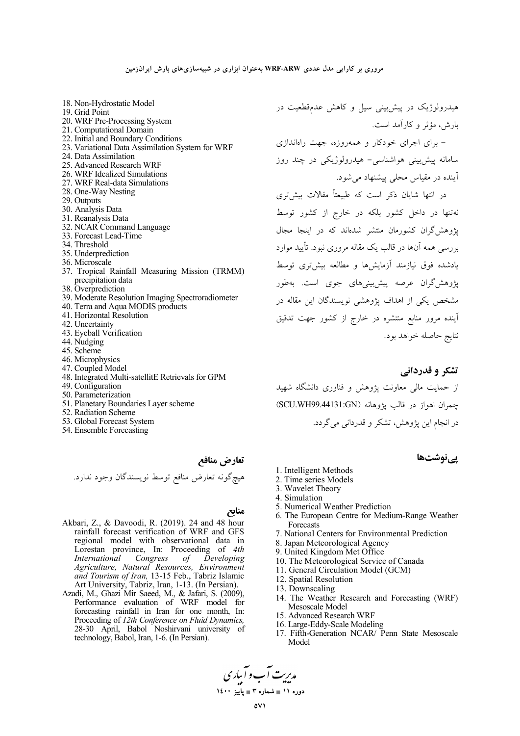هیدرولوژیک در پیش‌بینی سیل و کاهش عدم‌قطعیت در بارش، مؤثر و کارآمد است.

- برای اجرای خودکار و همه‌روزه، جهت راه‌اندازی سامانه پیش‌بینی هواشناسی- هیدرولوژیکی در چند روز آینده در مقیاس محلی پیشنهاد می‌شود.

در انتها شایان ذکر است که طبیعتاً مقالات بیش‌تری نه‌تنها در داخل کشور بلکه در خارج از کشور توسط پژوهش‌گران کشورمان منتشر شده‌اند که در اینجا مجال بررسی همه آن‌ها در قالب یک مقاله مروری نبود. تأیید موارد یادشده فوق نیازمند آزمایش‌ها و مطالعه بیش‌تری توسط پژوهش‌گران عرصه پیش‌بینی‌های جوی است. به‌طور مشخص یکی از اهداف پژوهشی نویسندگان این مقاله در آینده مرور منابع منتشره در خارج از کشور جهت تدقیق نتایج حاصله خواهد بود.

## تشکر و قدردانی

از حمایت مالی معاونت پژوهش و فناوری دانشگاه شهید چمران اهواز در قالب پژوهانه (SCU.WH99.44131:GN) در انجام این پژوهش، تشکر و قدردانی می‌گردد.

## پی‌نوشت‌ها

1. Intelligent Methods
2. Time series Models
3. Wavelet Theory
4. Simulation
5. Numerical Weather Prediction
6. The European Centre for Medium-Range Weather Forecasts
7. National Centers for Environmental Prediction
8. Japan Meteorological Agency
9. United Kingdom Met Office
10. The Meteorological Service of Canada
11. General Circulation Model (GCM)
12. Spatial Resolution
13. Downscaling
14. The Weather Research and Forecasting (WRF) Mesoscale Model
15. Advanced Research WRF
16. Large-Eddy-Scale Modeling
17. Fifth-Generation NCAR/ Penn State Mesoscale Model
18. Non-Hydrostatic Model
19. Grid Point
20. WRF Pre-Processing System
21. Computational Domain
22. Initial and Boundary Conditions
23. Variational Data Assimilation System for WRF
24. Data Assimilation
25. Advanced Research WRF
26. WRF Idealized Simulations
27. WRF Real-data Simulations
28. One-Way Nesting
29. Outputs
30. Analysis Data
31. Reanalysis Data
32. NCAR Command Language
33. Forecast Lead-Time
34. Threshold
35. Underprediction
36. Microscale
37. Tropical Rainfall Measuring Mission (TRMM) precipitation data
38. Overprediction
39. Moderate Resolution Imaging Spectroradiometer
40. Terra and Aqua MODIS products
41. Horizontal Resolution
42. Uncertainty
43. Eyeball Verification
44. Nudging
45. Scheme
46. Microphysics
47. Coupled Model
48. Integrated Multi-satellitE Retrievals for GPM
49. Configuration
50. Parameterization
51. Planetary Boundaries Layer scheme
52. Radiation Scheme
53. Global Forecast System
54. Ensemble Forecasting

## تعارض منافع

هیچ‌گونه تعارض منافع توسط نویسندگان وجود ندارد.

## منابع

Akbari, Z., & Davoodi, R. (2019). 24 and 48 hour rainfall forecast verification of WRF and GFS regional model with observational data in Lorestan province, In: Proceeding of *4th International Congress of Developing Agriculture, Natural Resources, Environment and Tourism of Iran,* 13-15 Feb., Tabriz Islamic Art University, Tabriz, Iran, 1-13. (In Persian).

Azadi, M., Ghazi Mir Saeed, M., & Jafari, S. (2009), Performance evaluation of WRF model for forecasting rainfall in Iran for one month, In: Proceeding of *12th Conference on Fluid Dynamics,* 28-30 April, Babol Noshirvani university of technology, Babol, Iran, 1-6. (In Persian).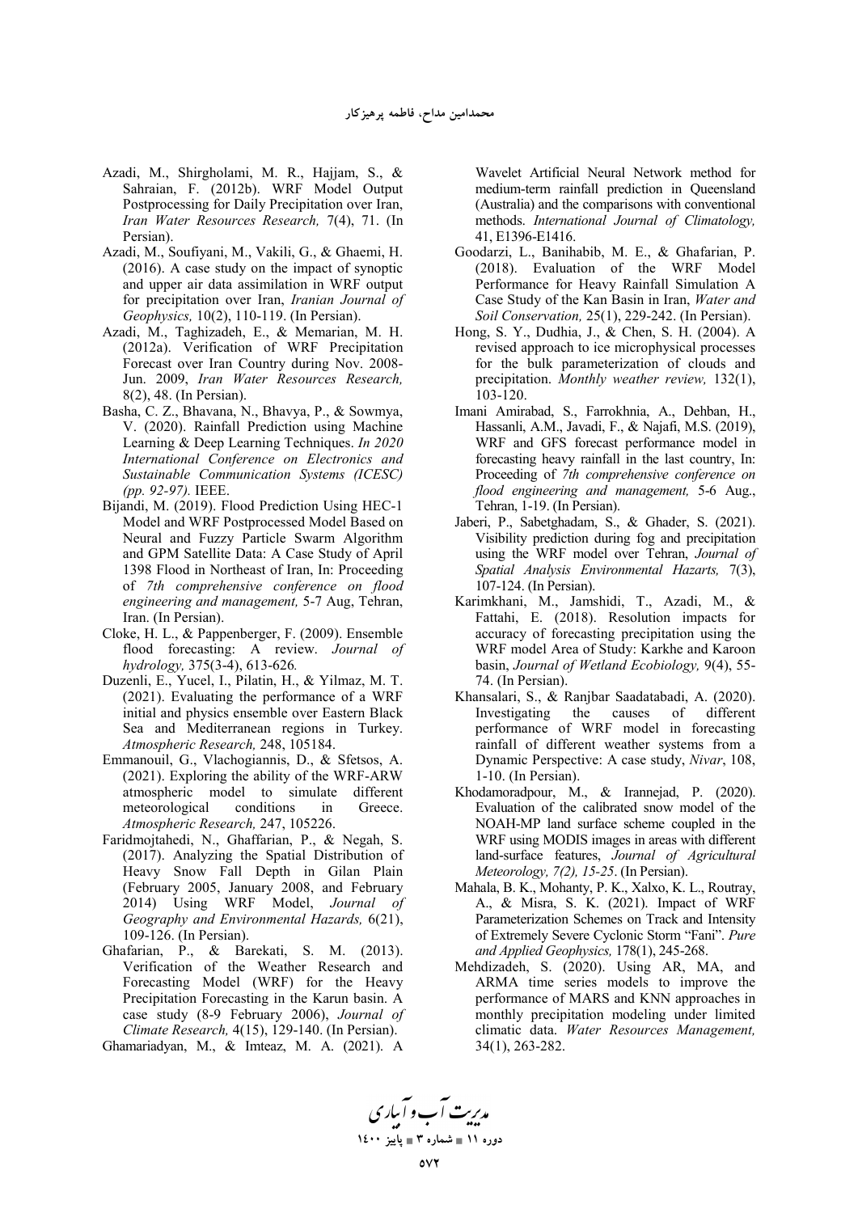Azadi, M., Shirgholami, M. R., Hajjam, S., & Sahraian, F. (2012b). WRF Model Output Postprocessing for Daily Precipitation over Iran, *Iran Water Resources Research,* 7(4), 71. (In Persian).

Azadi, M., Soufiyani, M., Vakili, G., & Ghaemi, H. (2016). A case study on the impact of synoptic and upper air data assimilation in WRF output for precipitation over Iran, *Iranian Journal of Geophysics,* 10(2), 110-119. (In Persian).

Azadi, M., Taghizadeh, E., & Memarian, M. H. (2012a). Verification of WRF Precipitation Forecast over Iran Country during Nov. 2008-Jun. 2009, *Iran Water Resources Research,* 8(2), 48. (In Persian).

Basha, C. Z., Bhavana, N., Bhavya, P., & Sowmya, V. (2020). Rainfall Prediction using Machine Learning & Deep Learning Techniques. *In 2020 International Conference on Electronics and Sustainable Communication Systems (ICESC) (pp. 92-97).* IEEE.

Bijandi, M. (2019). Flood Prediction Using HEC-1 Model and WRF Postprocessed Model Based on Neural and Fuzzy Particle Swarm Algorithm and GPM Satellite Data: A Case Study of April 1398 Flood in Northeast of Iran, In: Proceeding of *7th comprehensive conference on flood engineering and management,* 5-7 Aug, Tehran, Iran. (In Persian).

Cloke, H. L., & Pappenberger, F. (2009). Ensemble flood forecasting: A review. *Journal of hydrology,* 375(3-4), 613-626.

Duzenli, E., Yucel, I., Pilatin, H., & Yilmaz, M. T. (2021). Evaluating the performance of a WRF initial and physics ensemble over Eastern Black Sea and Mediterranean regions in Turkey. *Atmospheric Research,* 248, 105184.

Emmanouil, G., Vlachogiannis, D., & Sfetsos, A. (2021). Exploring the ability of the WRF-ARW atmospheric model to simulate different meteorological conditions in Greece. *Atmospheric Research,* 247, 105226.

Faridmojtahedi, N., Ghaffarian, P., & Negah, S. (2017). Analyzing the Spatial Distribution of Heavy Snow Fall Depth in Gilan Plain (February 2005, January 2008, and February 2014) Using WRF Model, *Journal of Geography and Environmental Hazards,* 6(21), 109-126. (In Persian).

Ghafarian, P., & Barekati, S. M. (2013). Verification of the Weather Research and Forecasting Model (WRF) for the Heavy Precipitation Forecasting in the Karun basin. A case study (8-9 February 2006), *Journal of Climate Research,* 4(15), 129-140. (In Persian).

Ghamariadyan, M., & Imteaz, M. A. (2021). A Wavelet Artificial Neural Network method for medium-term rainfall prediction in Queensland (Australia) and the comparisons with conventional methods. *International Journal of Climatology,* 41, E1396-E1416.

Goodarzi, L., Banihabib, M. E., & Ghafarian, P. (2018). Evaluation of the WRF Model Performance for Heavy Rainfall Simulation A Case Study of the Kan Basin in Iran, *Water and Soil Conservation,* 25(1), 229-242. (In Persian).

Hong, S. Y., Dudhia, J., & Chen, S. H. (2004). A revised approach to ice microphysical processes for the bulk parameterization of clouds and precipitation. *Monthly weather review,* 132(1), 103-120.

Imani Amirabad, S., Farrokhnia, A., Dehban, H., Hassanli, A.M., Javadi, F., & Najafi, M.S. (2019), WRF and GFS forecast performance model in forecasting heavy rainfall in the last country, In: Proceeding of *7th comprehensive conference on flood engineering and management,* 5-6 Aug., Tehran, 1-19. (In Persian).

Jaberi, P., Sabetghadam, S., & Ghader, S. (2021). Visibility prediction during fog and precipitation using the WRF model over Tehran, *Journal of Spatial Analysis Environmental Hazarts,* 7(3), 107-124. (In Persian).

Karimkhani, M., Jamshidi, T., Azadi, M., & Fattahi, E. (2018). Resolution impacts for accuracy of forecasting precipitation using the WRF model Area of Study: Karkhe and Karoon basin, *Journal of Wetland Ecobiology,* 9(4), 55-74. (In Persian).

Khansalari, S., & Ranjbar Saadatabadi, A. (2020). Investigating the causes of different performance of WRF model in forecasting rainfall of different weather systems from a Dynamic Perspective: A case study, *Nivar*, 108, 1-10. (In Persian).

Khodamoradpour, M., & Irannejad, P. (2020). Evaluation of the calibrated snow model of the NOAH-MP land surface scheme coupled in the WRF using MODIS images in areas with different land-surface features, *Journal of Agricultural Meteorology, 7(2), 15-25*. (In Persian).

Mahala, B. K., Mohanty, P. K., Xalxo, K. L., Routray, A., & Misra, S. K. (2021). Impact of WRF Parameterization Schemes on Track and Intensity of Extremely Severe Cyclonic Storm "Fani". *Pure and Applied Geophysics,* 178(1), 245-268.

Mehdizadeh, S. (2020). Using AR, MA, and ARMA time series models to improve the performance of MARS and KNN approaches in monthly precipitation modeling under limited climatic data. *Water Resources Management,* 34(1), 263-282.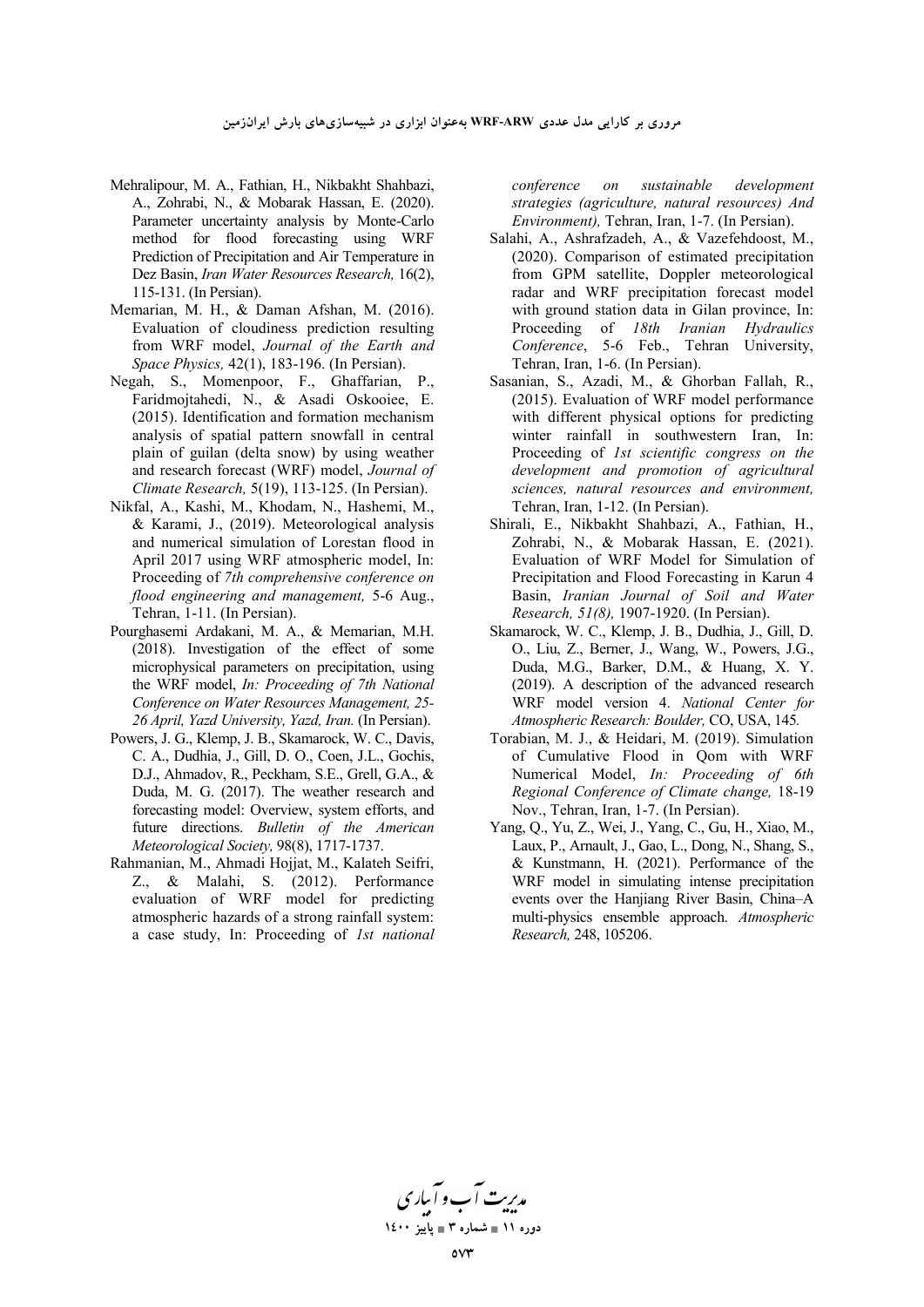- Mehralipour, M. A., Fathian, H., Nikbakht Shahbazi, A., Zohrabi, N., & Mobarak Hassan, E. (2020). Parameter uncertainty analysis by Monte-Carlo method for flood forecasting using WRF Prediction of Precipitation and Air Temperature in Dez Basin, *Iran Water Resources Research,* 16(2), 115-131. (In Persian).
- Memarian, M. H., & Daman Afshan, M. (2016). Evaluation of cloudiness prediction resulting from WRF model, *Journal of the Earth and Space Physics,* 42(1), 183-196. (In Persian).
- Negah, S., Momenpoor, F., Ghaffarian, P., Faridmojtahedi, N., & Asadi Oskooiee, E. (2015). Identification and formation mechanism analysis of spatial pattern snowfall in central plain of guilan (delta snow) by using weather and research forecast (WRF) model, *Journal of Climate Research,* 5(19), 113-125. (In Persian).
- Nikfal, A., Kashi, M., Khodam, N., Hashemi, M., & Karami, J., (2019). Meteorological analysis and numerical simulation of Lorestan flood in April 2017 using WRF atmospheric model, In: Proceeding of *7th comprehensive conference on flood engineering and management,* 5-6 Aug., Tehran, 1-11. (In Persian).
- Pourghasemi Ardakani, M. A., & Memarian, M.H. (2018). Investigation of the effect of some microphysical parameters on precipitation, using the WRF model, *In: Proceeding of 7th National Conference on Water Resources Management, 25-26 April, Yazd University, Yazd, Iran.* (In Persian).
- Powers, J. G., Klemp, J. B., Skamarock, W. C., Davis, C. A., Dudhia, J., Gill, D. O., Coen, J.L., Gochis, D.J., Ahmadov, R., Peckham, S.E., Grell, G.A., & Duda, M. G. (2017). The weather research and forecasting model: Overview, system efforts, and future directions. *Bulletin of the American Meteorological Society,* 98(8), 1717-1737.
- Rahmanian, M., Ahmadi Hojjat, M., Kalateh Seifri, Z., & Malahi, S. (2012). Performance evaluation of WRF model for predicting atmospheric hazards of a strong rainfall system: a case study, In: Proceeding of *1st national conference on sustainable development strategies (agriculture, natural resources) And Environment),* Tehran, Iran, 1-7. (In Persian).
- Salahi, A., Ashrafzadeh, A., & Vazefehdoost, M., (2020). Comparison of estimated precipitation from GPM satellite, Doppler meteorological radar and WRF precipitation forecast model with ground station data in Gilan province, In: Proceeding of *18th Iranian Hydraulics Conference*, 5-6 Feb., Tehran University, Tehran, Iran, 1-6. (In Persian).
- Sasanian, S., Azadi, M., & Ghorban Fallah, R., (2015). Evaluation of WRF model performance with different physical options for predicting winter rainfall in southwestern Iran, In: Proceeding of *1st scientific congress on the development and promotion of agricultural sciences, natural resources and environment,* Tehran, Iran, 1-12. (In Persian).
- Shirali, E., Nikbakht Shahbazi, A., Fathian, H., Zohrabi, N., & Mobarak Hassan, E. (2021). Evaluation of WRF Model for Simulation of Precipitation and Flood Forecasting in Karun 4 Basin, *Iranian Journal of Soil and Water Research, 51(8),* 1907-1920. (In Persian).
- Skamarock, W. C., Klemp, J. B., Dudhia, J., Gill, D. O., Liu, Z., Berner, J., Wang, W., Powers, J.G., Duda, M.G., Barker, D.M., & Huang, X. Y. (2019). A description of the advanced research WRF model version 4. *National Center for Atmospheric Research: Boulder,* CO, USA, 145*.*
- Torabian, M. J., & Heidari, M. (2019). Simulation of Cumulative Flood in Qom with WRF Numerical Model, *In: Proceeding of 6th Regional Conference of Climate change,* 18-19 Nov., Tehran, Iran, 1-7. (In Persian).
- Yang, Q., Yu, Z., Wei, J., Yang, C., Gu, H., Xiao, M., Laux, P., Arnault, J., Gao, L., Dong, N., Shang, S., & Kunstmann, H. (2021). Performance of the WRF model in simulating intense precipitation events over the Hanjiang River Basin, China–A multi-physics ensemble approach. *Atmospheric Research,* 248, 105206.